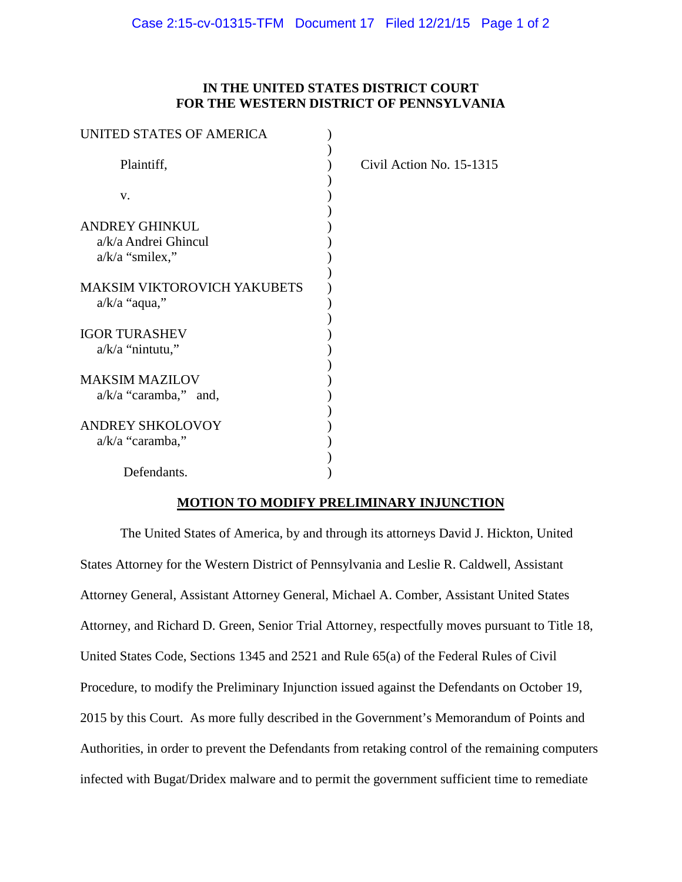**IN THE UNITED STATES DISTRICT COURT**
**FOR THE WESTERN DISTRICT OF PENNSYLVANIA**

UNITED STATES OF AMERICA )
)
Plaintiff, ) Civil Action No. 15-1315
)
v. )
)
ANDREY GHINKUL )
a/k/a Andrei Ghincul )
a/k/a "smilex," )
)
MAKSIM VIKTOROVICH YAKUBETS )
a/k/a "aqua," )
)
IGOR TURASHEV )
a/k/a "nintutu," )
)
MAKSIM MAZILOV )
a/k/a "caramba," and, )
)
ANDREY SHKOLOVOY )
a/k/a "caramba," )
)
Defendants. )

**MOTION TO MODIFY PRELIMINARY INJUNCTION**

The United States of America, by and through its attorneys David J. Hickton, United States Attorney for the Western District of Pennsylvania and Leslie R. Caldwell, Assistant Attorney General, Assistant Attorney General, Michael A. Comber, Assistant United States Attorney, and Richard D. Green, Senior Trial Attorney, respectfully moves pursuant to Title 18, United States Code, Sections 1345 and 2521 and Rule 65(a) of the Federal Rules of Civil Procedure, to modify the Preliminary Injunction issued against the Defendants on October 19, 2015 by this Court. As more fully described in the Government's Memorandum of Points and Authorities, in order to prevent the Defendants from retaking control of the remaining computers infected with Bugat/Dridex malware and to permit the government sufficient time to remediate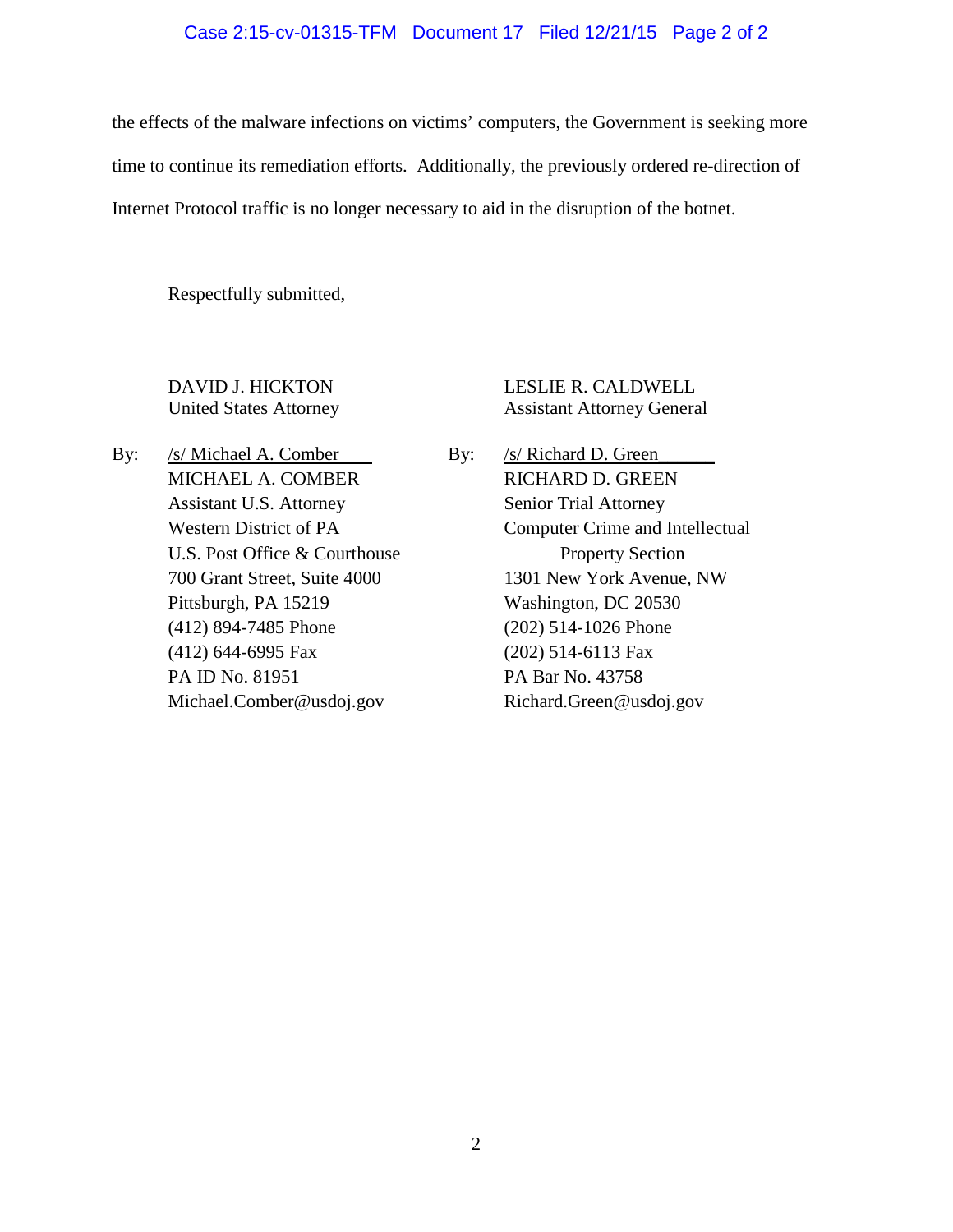the effects of the malware infections on victims' computers, the Government is seeking more time to continue its remediation efforts. Additionally, the previously ordered re-direction of Internet Protocol traffic is no longer necessary to aid in the disruption of the botnet.

Respectfully submitted,

DAVID J. HICKTON
United States Attorney

By: /s/ Michael A. Comber
MICHAEL A. COMBER
Assistant U.S. Attorney
Western District of PA
U.S. Post Office & Courthouse
700 Grant Street, Suite 4000
Pittsburgh, PA 15219
(412) 894-7485 Phone
(412) 644-6995 Fax
PA ID No. 81951
Michael.Comber@usdoj.gov

LESLIE R. CALDWELL
Assistant Attorney General

By: /s/ Richard D. Green
RICHARD D. GREEN
Senior Trial Attorney
Computer Crime and Intellectual Property Section
1301 New York Avenue, NW
Washington, DC 20530
(202) 514-1026 Phone
(202) 514-6113 Fax
PA Bar No. 43758
Richard.Green@usdoj.gov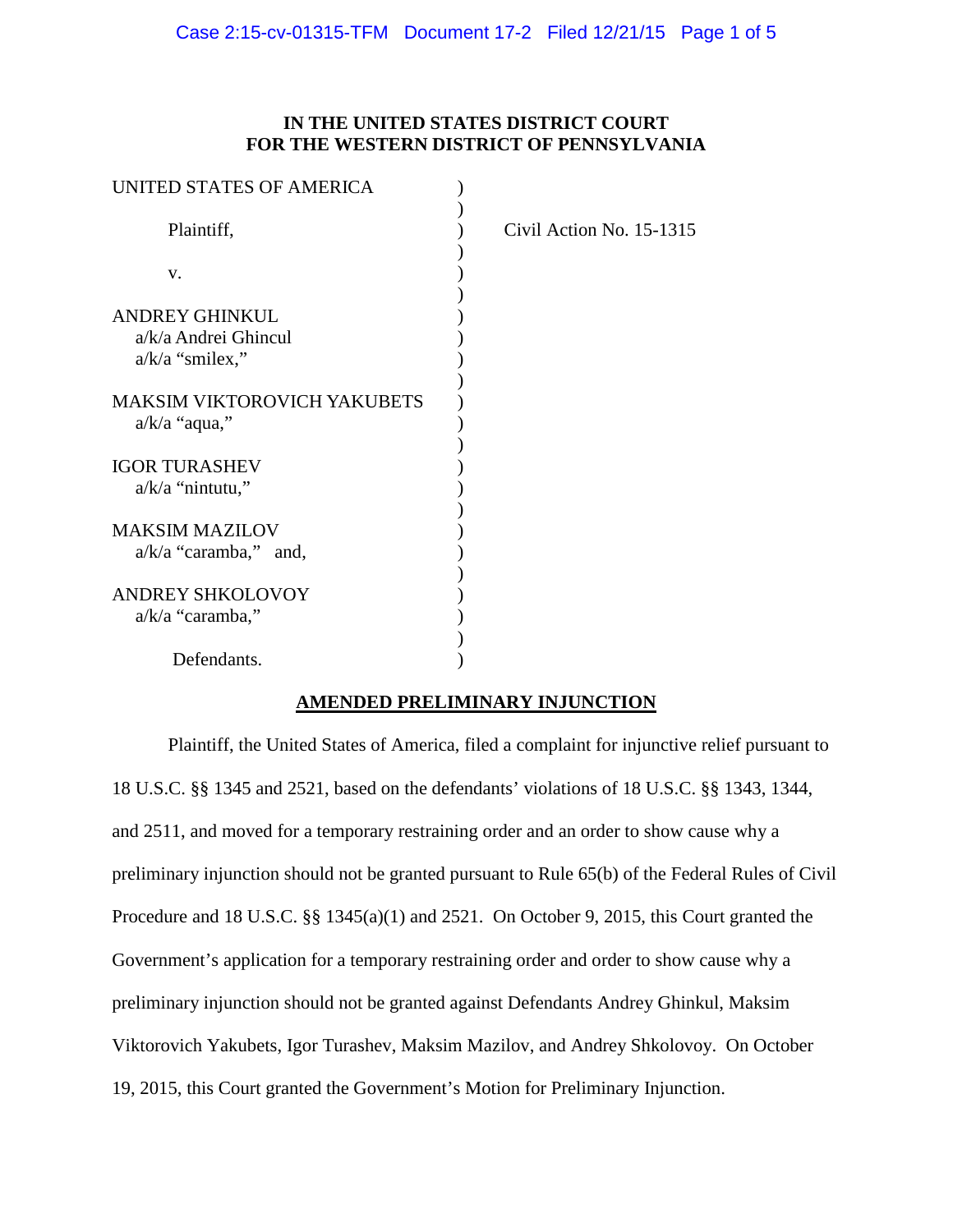**IN THE UNITED STATES DISTRICT COURT**
**FOR THE WESTERN DISTRICT OF PENNSYLVANIA**

| | | |
|---|---|---|
| UNITED STATES OF AMERICA | ) | |
| | ) | |
| Plaintiff, | ) | Civil Action No. 15-1315 |
| | ) | |
| v. | ) | |
| | ) | |
| ANDREY GHINKUL a/k/a Andrei Ghincul a/k/a "smilex," | ) | |
| | ) | |
| MAKSIM VIKTOROVICH YAKUBETS a/k/a "aqua," | ) | |
| | ) | |
| IGOR TURASHEV a/k/a "nintutu," | ) | |
| | ) | |
| MAKSIM MAZILOV a/k/a "caramba," and, | ) | |
| | ) | |
| ANDREY SHKOLOVOY a/k/a "caramba," | ) | |
| | ) | |
| Defendants. | ) | |

**AMENDED PRELIMINARY INJUNCTION**

Plaintiff, the United States of America, filed a complaint for injunctive relief pursuant to 18 U.S.C. §§ 1345 and 2521, based on the defendants' violations of 18 U.S.C. §§ 1343, 1344, and 2511, and moved for a temporary restraining order and an order to show cause why a preliminary injunction should not be granted pursuant to Rule 65(b) of the Federal Rules of Civil Procedure and 18 U.S.C. §§ 1345(a)(1) and 2521. On October 9, 2015, this Court granted the Government's application for a temporary restraining order and order to show cause why a preliminary injunction should not be granted against Defendants Andrey Ghinkul, Maksim Viktorovich Yakubets, Igor Turashev, Maksim Mazilov, and Andrey Shkolovoy. On October 19, 2015, this Court granted the Government's Motion for Preliminary Injunction.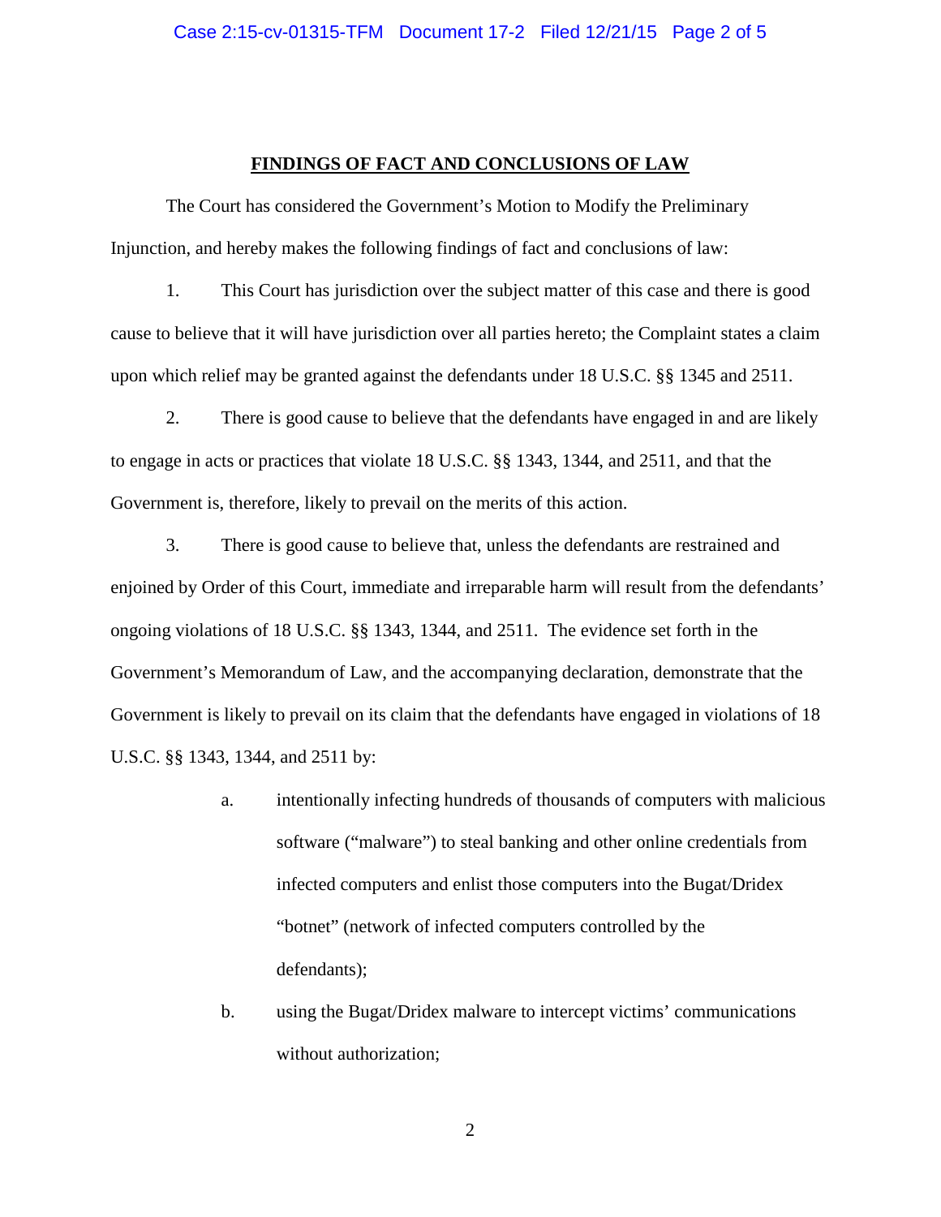## FINDINGS OF FACT AND CONCLUSIONS OF LAW

The Court has considered the Government's Motion to Modify the Preliminary Injunction, and hereby makes the following findings of fact and conclusions of law:

1. This Court has jurisdiction over the subject matter of this case and there is good cause to believe that it will have jurisdiction over all parties hereto; the Complaint states a claim upon which relief may be granted against the defendants under 18 U.S.C. §§ 1345 and 2511.

2. There is good cause to believe that the defendants have engaged in and are likely to engage in acts or practices that violate 18 U.S.C. §§ 1343, 1344, and 2511, and that the Government is, therefore, likely to prevail on the merits of this action.

3. There is good cause to believe that, unless the defendants are restrained and enjoined by Order of this Court, immediate and irreparable harm will result from the defendants' ongoing violations of 18 U.S.C. §§ 1343, 1344, and 2511. The evidence set forth in the Government's Memorandum of Law, and the accompanying declaration, demonstrate that the Government is likely to prevail on its claim that the defendants have engaged in violations of 18 U.S.C. §§ 1343, 1344, and 2511 by:

   a. intentionally infecting hundreds of thousands of computers with malicious software ("malware") to steal banking and other online credentials from infected computers and enlist those computers into the Bugat/Dridex "botnet" (network of infected computers controlled by the defendants);

   b. using the Bugat/Dridex malware to intercept victims' communications without authorization;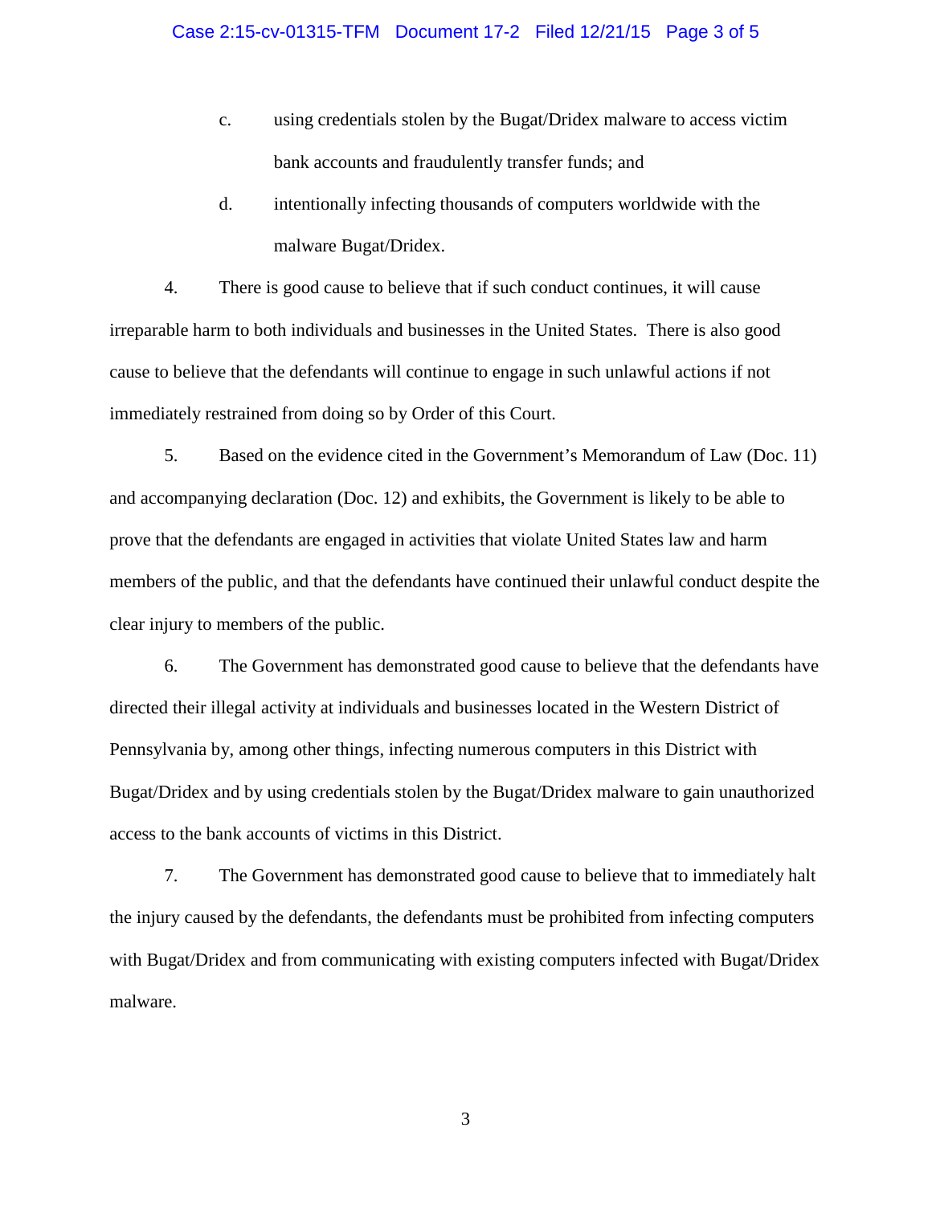c. using credentials stolen by the Bugat/Dridex malware to access victim bank accounts and fraudulently transfer funds; and

d. intentionally infecting thousands of computers worldwide with the malware Bugat/Dridex.

4. There is good cause to believe that if such conduct continues, it will cause irreparable harm to both individuals and businesses in the United States. There is also good cause to believe that the defendants will continue to engage in such unlawful actions if not immediately restrained from doing so by Order of this Court.

5. Based on the evidence cited in the Government's Memorandum of Law (Doc. 11) and accompanying declaration (Doc. 12) and exhibits, the Government is likely to be able to prove that the defendants are engaged in activities that violate United States law and harm members of the public, and that the defendants have continued their unlawful conduct despite the clear injury to members of the public.

6. The Government has demonstrated good cause to believe that the defendants have directed their illegal activity at individuals and businesses located in the Western District of Pennsylvania by, among other things, infecting numerous computers in this District with Bugat/Dridex and by using credentials stolen by the Bugat/Dridex malware to gain unauthorized access to the bank accounts of victims in this District.

7. The Government has demonstrated good cause to believe that to immediately halt the injury caused by the defendants, the defendants must be prohibited from infecting computers with Bugat/Dridex and from communicating with existing computers infected with Bugat/Dridex malware.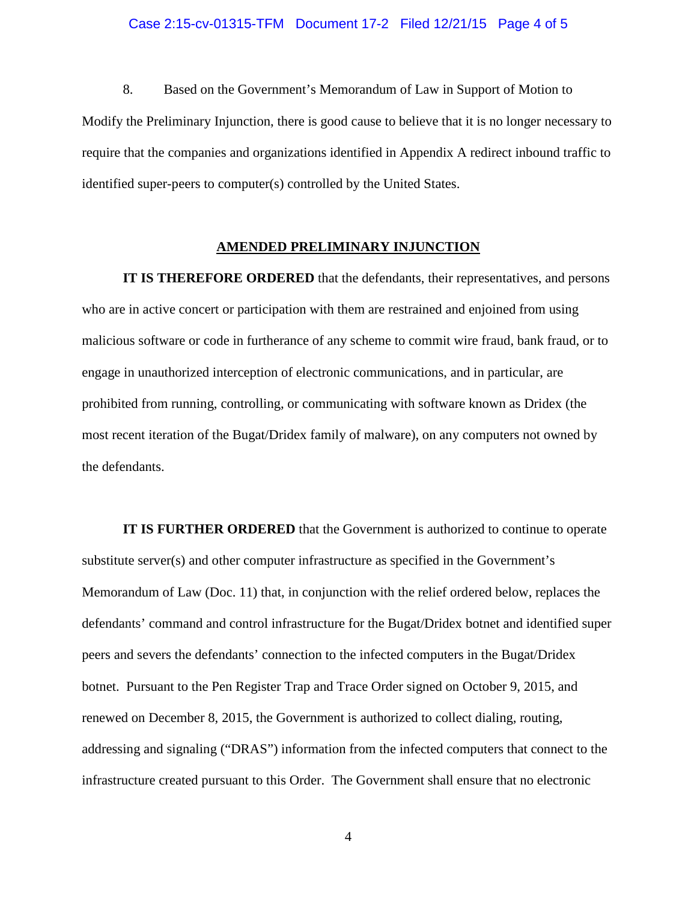8. Based on the Government's Memorandum of Law in Support of Motion to Modify the Preliminary Injunction, there is good cause to believe that it is no longer necessary to require that the companies and organizations identified in Appendix A redirect inbound traffic to identified super-peers to computer(s) controlled by the United States.

## AMENDED PRELIMINARY INJUNCTION

**IT IS THEREFORE ORDERED** that the defendants, their representatives, and persons who are in active concert or participation with them are restrained and enjoined from using malicious software or code in furtherance of any scheme to commit wire fraud, bank fraud, or to engage in unauthorized interception of electronic communications, and in particular, are prohibited from running, controlling, or communicating with software known as Dridex (the most recent iteration of the Bugat/Dridex family of malware), on any computers not owned by the defendants.

**IT IS FURTHER ORDERED** that the Government is authorized to continue to operate substitute server(s) and other computer infrastructure as specified in the Government's Memorandum of Law (Doc. 11) that, in conjunction with the relief ordered below, replaces the defendants' command and control infrastructure for the Bugat/Dridex botnet and identified super peers and severs the defendants' connection to the infected computers in the Bugat/Dridex botnet. Pursuant to the Pen Register Trap and Trace Order signed on October 9, 2015, and renewed on December 8, 2015, the Government is authorized to collect dialing, routing, addressing and signaling ("DRAS") information from the infected computers that connect to the infrastructure created pursuant to this Order. The Government shall ensure that no electronic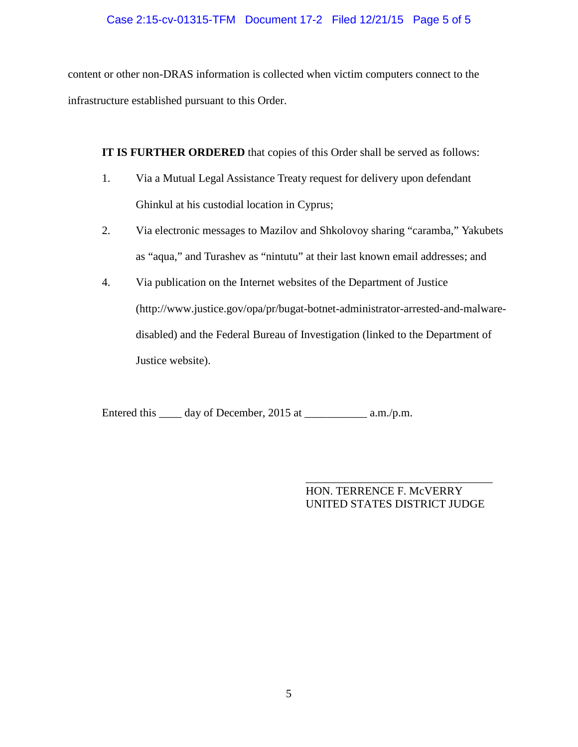content or other non-DRAS information is collected when victim computers connect to the infrastructure established pursuant to this Order.

**IT IS FURTHER ORDERED** that copies of this Order shall be served as follows:

1. Via a Mutual Legal Assistance Treaty request for delivery upon defendant Ghinkul at his custodial location in Cyprus;

2. Via electronic messages to Mazilov and Shkolovoy sharing "caramba," Yakubets as "aqua," and Turashev as "nintutu" at their last known email addresses; and

4. Via publication on the Internet websites of the Department of Justice (http://www.justice.gov/opa/pr/bugat-botnet-administrator-arrested-and-malware-disabled) and the Federal Bureau of Investigation (linked to the Department of Justice website).

Entered this ____ day of December, 2015 at ___________ a.m./p.m.

_________________________________
HON. TERRENCE F. McVERRY
UNITED STATES DISTRICT JUDGE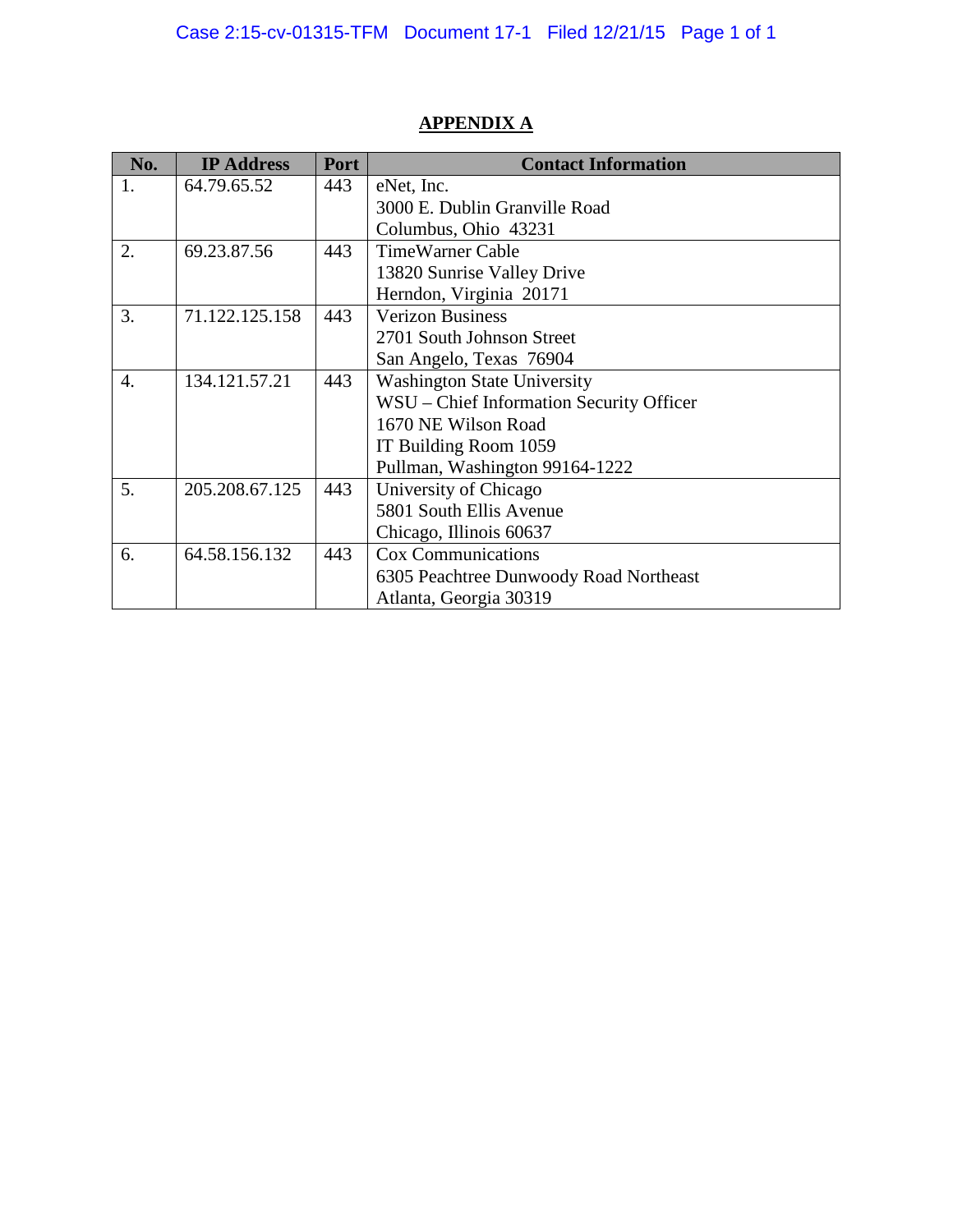## APPENDIX A

| No. | IP Address | Port | Contact Information |
|---|---|---|---|
| 1. | 64.79.65.52 | 443 | eNet, Inc.<br>3000 E. Dublin Granville Road<br>Columbus, Ohio 43231 |
| 2. | 69.23.87.56 | 443 | TimeWarner Cable<br>13820 Sunrise Valley Drive<br>Herndon, Virginia 20171 |
| 3. | 71.122.125.158 | 443 | Verizon Business<br>2701 South Johnson Street<br>San Angelo, Texas 76904 |
| 4. | 134.121.57.21 | 443 | Washington State University<br>WSU – Chief Information Security Officer<br>1670 NE Wilson Road<br>IT Building Room 1059<br>Pullman, Washington 99164-1222 |
| 5. | 205.208.67.125 | 443 | University of Chicago<br>5801 South Ellis Avenue<br>Chicago, Illinois 60637 |
| 6. | 64.58.156.132 | 443 | Cox Communications<br>6305 Peachtree Dunwoody Road Northeast<br>Atlanta, Georgia 30319 |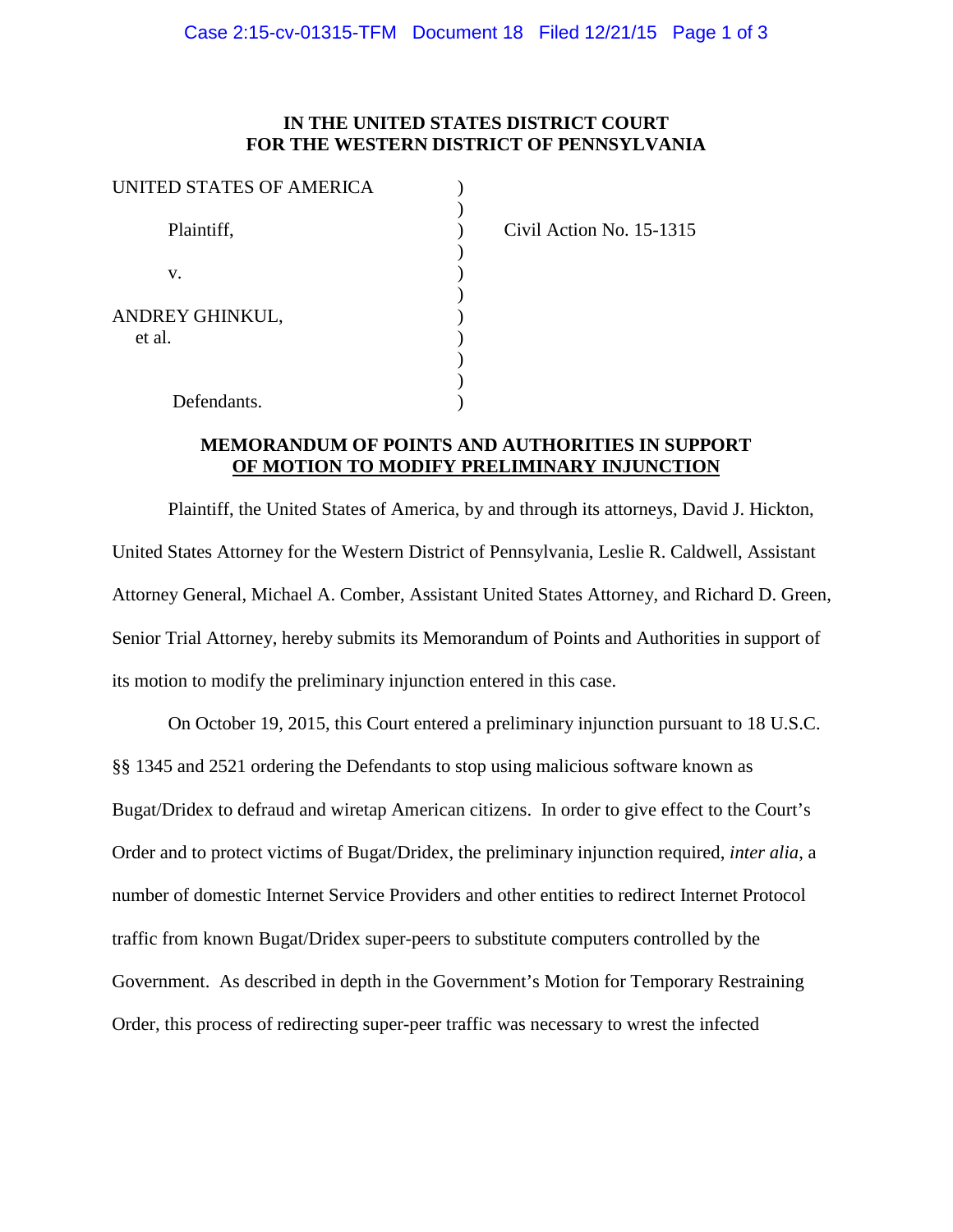**IN THE UNITED STATES DISTRICT COURT**
**FOR THE WESTERN DISTRICT OF PENNSYLVANIA**

UNITED STATES OF AMERICA )
)
Plaintiff, ) Civil Action No. 15-1315
)
v. )
)
ANDREY GHINKUL, )
et al. )
)
)
Defendants. )

**MEMORANDUM OF POINTS AND AUTHORITIES IN SUPPORT OF MOTION TO MODIFY PRELIMINARY INJUNCTION**

Plaintiff, the United States of America, by and through its attorneys, David J. Hickton, United States Attorney for the Western District of Pennsylvania, Leslie R. Caldwell, Assistant Attorney General, Michael A. Comber, Assistant United States Attorney, and Richard D. Green, Senior Trial Attorney, hereby submits its Memorandum of Points and Authorities in support of its motion to modify the preliminary injunction entered in this case.

On October 19, 2015, this Court entered a preliminary injunction pursuant to 18 U.S.C. §§ 1345 and 2521 ordering the Defendants to stop using malicious software known as Bugat/Dridex to defraud and wiretap American citizens. In order to give effect to the Court's Order and to protect victims of Bugat/Dridex, the preliminary injunction required, *inter alia*, a number of domestic Internet Service Providers and other entities to redirect Internet Protocol traffic from known Bugat/Dridex super-peers to substitute computers controlled by the Government. As described in depth in the Government's Motion for Temporary Restraining Order, this process of redirecting super-peer traffic was necessary to wrest the infected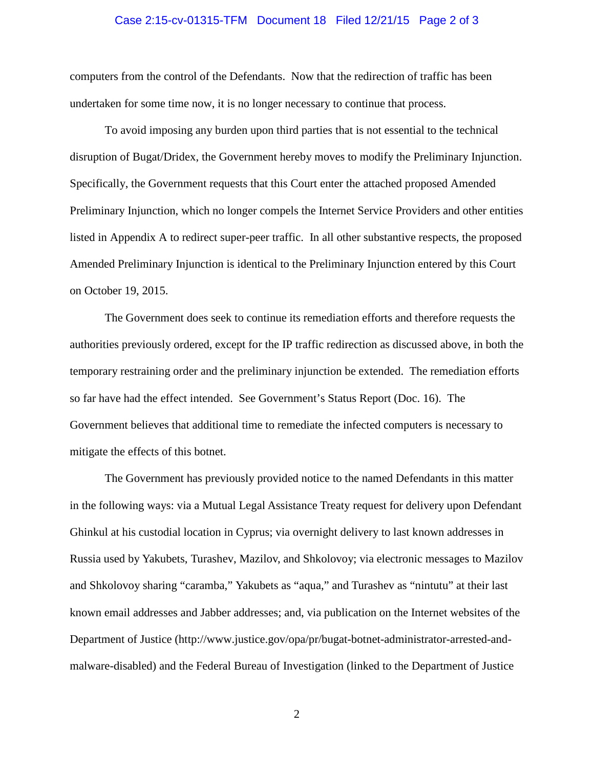computers from the control of the Defendants. Now that the redirection of traffic has been undertaken for some time now, it is no longer necessary to continue that process.

To avoid imposing any burden upon third parties that is not essential to the technical disruption of Bugat/Dridex, the Government hereby moves to modify the Preliminary Injunction. Specifically, the Government requests that this Court enter the attached proposed Amended Preliminary Injunction, which no longer compels the Internet Service Providers and other entities listed in Appendix A to redirect super-peer traffic. In all other substantive respects, the proposed Amended Preliminary Injunction is identical to the Preliminary Injunction entered by this Court on October 19, 2015.

The Government does seek to continue its remediation efforts and therefore requests the authorities previously ordered, except for the IP traffic redirection as discussed above, in both the temporary restraining order and the preliminary injunction be extended. The remediation efforts so far have had the effect intended. See Government's Status Report (Doc. 16). The Government believes that additional time to remediate the infected computers is necessary to mitigate the effects of this botnet.

The Government has previously provided notice to the named Defendants in this matter in the following ways: via a Mutual Legal Assistance Treaty request for delivery upon Defendant Ghinkul at his custodial location in Cyprus; via overnight delivery to last known addresses in Russia used by Yakubets, Turashev, Mazilov, and Shkolovoy; via electronic messages to Mazilov and Shkolovoy sharing "caramba," Yakubets as "aqua," and Turashev as "nintutu" at their last known email addresses and Jabber addresses; and, via publication on the Internet websites of the Department of Justice (http://www.justice.gov/opa/pr/bugat-botnet-administrator-arrested-and-malware-disabled) and the Federal Bureau of Investigation (linked to the Department of Justice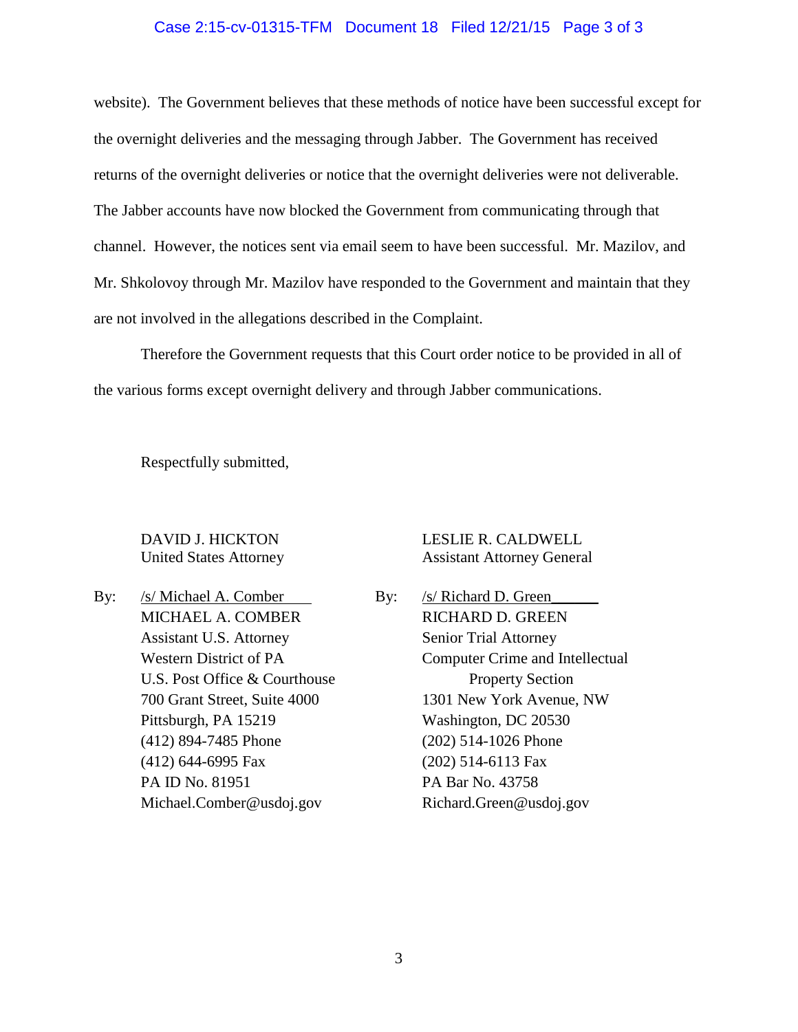website). The Government believes that these methods of notice have been successful except for the overnight deliveries and the messaging through Jabber. The Government has received returns of the overnight deliveries or notice that the overnight deliveries were not deliverable. The Jabber accounts have now blocked the Government from communicating through that channel. However, the notices sent via email seem to have been successful. Mr. Mazilov, and Mr. Shkolovoy through Mr. Mazilov have responded to the Government and maintain that they are not involved in the allegations described in the Complaint.

Therefore the Government requests that this Court order notice to be provided in all of the various forms except overnight delivery and through Jabber communications.

Respectfully submitted,

DAVID J. HICKTON
United States Attorney

By: /s/ Michael A. Comber
MICHAEL A. COMBER
Assistant U.S. Attorney
Western District of PA
U.S. Post Office & Courthouse
700 Grant Street, Suite 4000
Pittsburgh, PA 15219
(412) 894-7485 Phone
(412) 644-6995 Fax
PA ID No. 81951
Michael.Comber@usdoj.gov

LESLIE R. CALDWELL
Assistant Attorney General

By: /s/ Richard D. Green
RICHARD D. GREEN
Senior Trial Attorney
Computer Crime and Intellectual Property Section
1301 New York Avenue, NW
Washington, DC 20530
(202) 514-1026 Phone
(202) 514-6113 Fax
PA Bar No. 43758
Richard.Green@usdoj.gov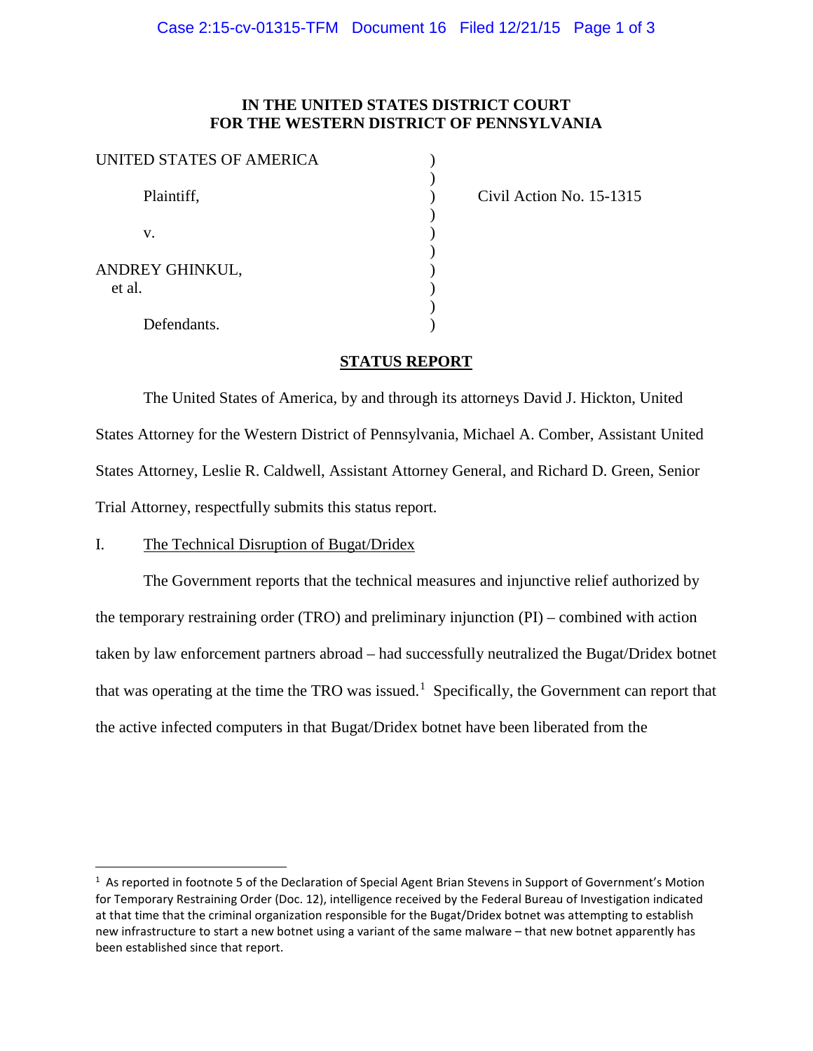**IN THE UNITED STATES DISTRICT COURT FOR THE WESTERN DISTRICT OF PENNSYLVANIA**

| | | |
|---|---|---|
| UNITED STATES OF AMERICA | ) | |
| | ) | |
| Plaintiff, | ) | Civil Action No. 15-1315 |
| | ) | |
| v. | ) | |
| | ) | |
| ANDREY GHINKUL, et al. | ) | |
| | ) | |
| Defendants. | ) | |

## STATUS REPORT

The United States of America, by and through its attorneys David J. Hickton, United States Attorney for the Western District of Pennsylvania, Michael A. Comber, Assistant United States Attorney, Leslie R. Caldwell, Assistant Attorney General, and Richard D. Green, Senior Trial Attorney, respectfully submits this status report.

### I. The Technical Disruption of Bugat/Dridex

The Government reports that the technical measures and injunctive relief authorized by the temporary restraining order (TRO) and preliminary injunction (PI) – combined with action taken by law enforcement partners abroad – had successfully neutralized the Bugat/Dridex botnet that was operating at the time the TRO was issued.[1] Specifically, the Government can report that the active infected computers in that Bugat/Dridex botnet have been liberated from the

---

[1] As reported in footnote 5 of the Declaration of Special Agent Brian Stevens in Support of Government's Motion for Temporary Restraining Order (Doc. 12), intelligence received by the Federal Bureau of Investigation indicated at that time that the criminal organization responsible for the Bugat/Dridex botnet was attempting to establish new infrastructure to start a new botnet using a variant of the same malware – that new botnet apparently has been established since that report.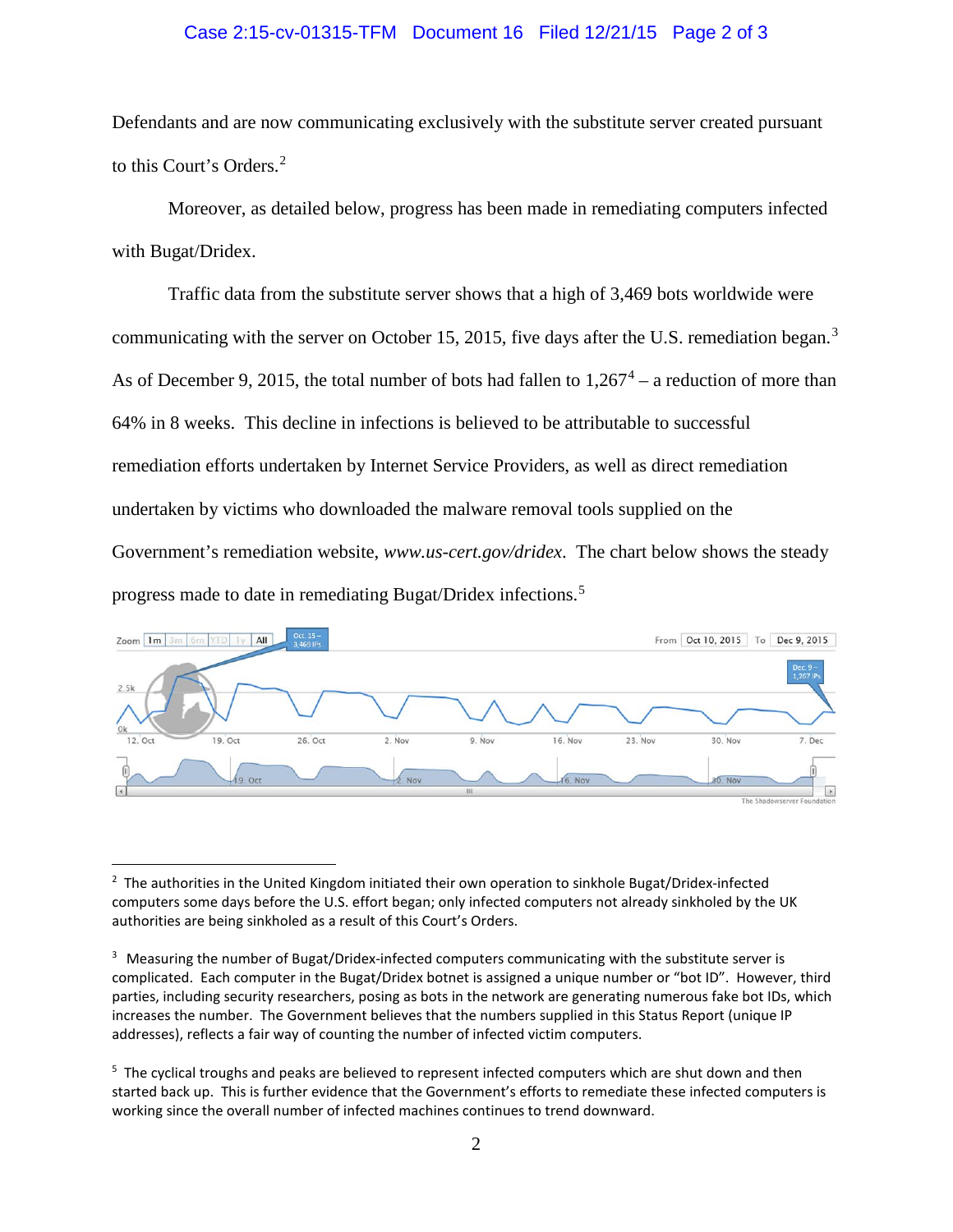Defendants and are now communicating exclusively with the substitute server created pursuant to this Court's Orders.[2]

Moreover, as detailed below, progress has been made in remediating computers infected with Bugat/Dridex.

Traffic data from the substitute server shows that a high of 3,469 bots worldwide were communicating with the server on October 15, 2015, five days after the U.S. remediation began.[3] As of December 9, 2015, the total number of bots had fallen to 1,267[4] – a reduction of more than 64% in 8 weeks. This decline in infections is believed to be attributable to successful remediation efforts undertaken by Internet Service Providers, as well as direct remediation undertaken by victims who downloaded the malware removal tools supplied on the Government's remediation website, *www.us-cert.gov/dridex*. The chart below shows the steady progress made to date in remediating Bugat/Dridex infections.[5]

---

[2] The authorities in the United Kingdom initiated their own operation to sinkhole Bugat/Dridex-infected computers some days before the U.S. effort began; only infected computers not already sinkholed by the UK authorities are being sinkholed as a result of this Court's Orders.

[3] Measuring the number of Bugat/Dridex-infected computers communicating with the substitute server is complicated. Each computer in the Bugat/Dridex botnet is assigned a unique number or "bot ID". However, third parties, including security researchers, posing as bots in the network are generating numerous fake bot IDs, which increases the number. The Government believes that the numbers supplied in this Status Report (unique IP addresses), reflects a fair way of counting the number of infected victim computers.

[5] The cyclical troughs and peaks are believed to represent infected computers which are shut down and then started back up. This is further evidence that the Government's efforts to remediate these infected computers is working since the overall number of infected machines continues to trend downward.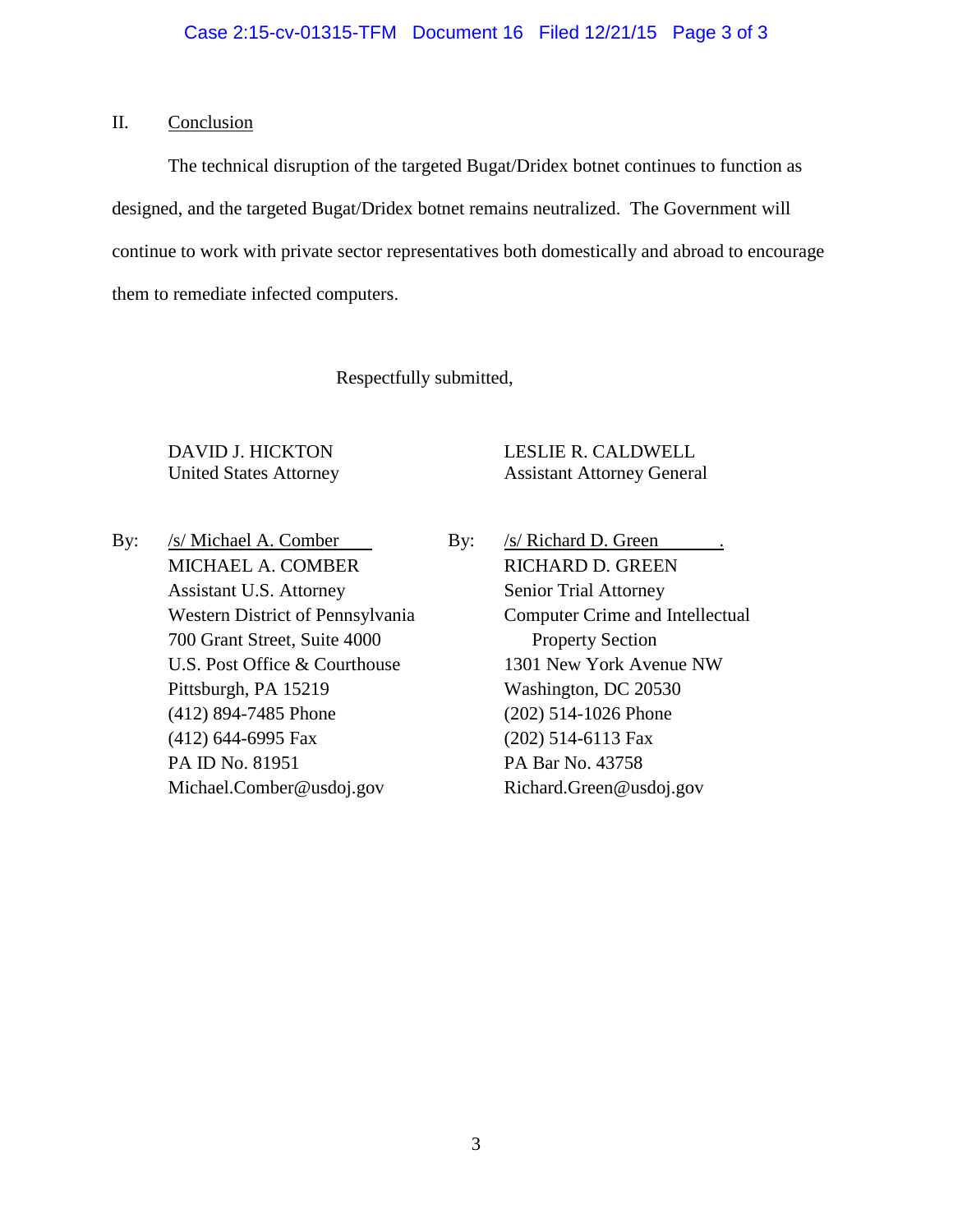## II. Conclusion

The technical disruption of the targeted Bugat/Dridex botnet continues to function as designed, and the targeted Bugat/Dridex botnet remains neutralized. The Government will continue to work with private sector representatives both domestically and abroad to encourage them to remediate infected computers.

Respectfully submitted,

DAVID J. HICKTON
United States Attorney

By: /s/ Michael A. Comber
MICHAEL A. COMBER
Assistant U.S. Attorney
Western District of Pennsylvania
700 Grant Street, Suite 4000
U.S. Post Office & Courthouse
Pittsburgh, PA 15219
(412) 894-7485 Phone
(412) 644-6995 Fax
PA ID No. 81951
Michael.Comber@usdoj.gov

LESLIE R. CALDWELL
Assistant Attorney General

By: /s/ Richard D. Green .
RICHARD D. GREEN
Senior Trial Attorney
Computer Crime and Intellectual Property Section
1301 New York Avenue NW
Washington, DC 20530
(202) 514-1026 Phone
(202) 514-6113 Fax
PA Bar No. 43758
Richard.Green@usdoj.gov